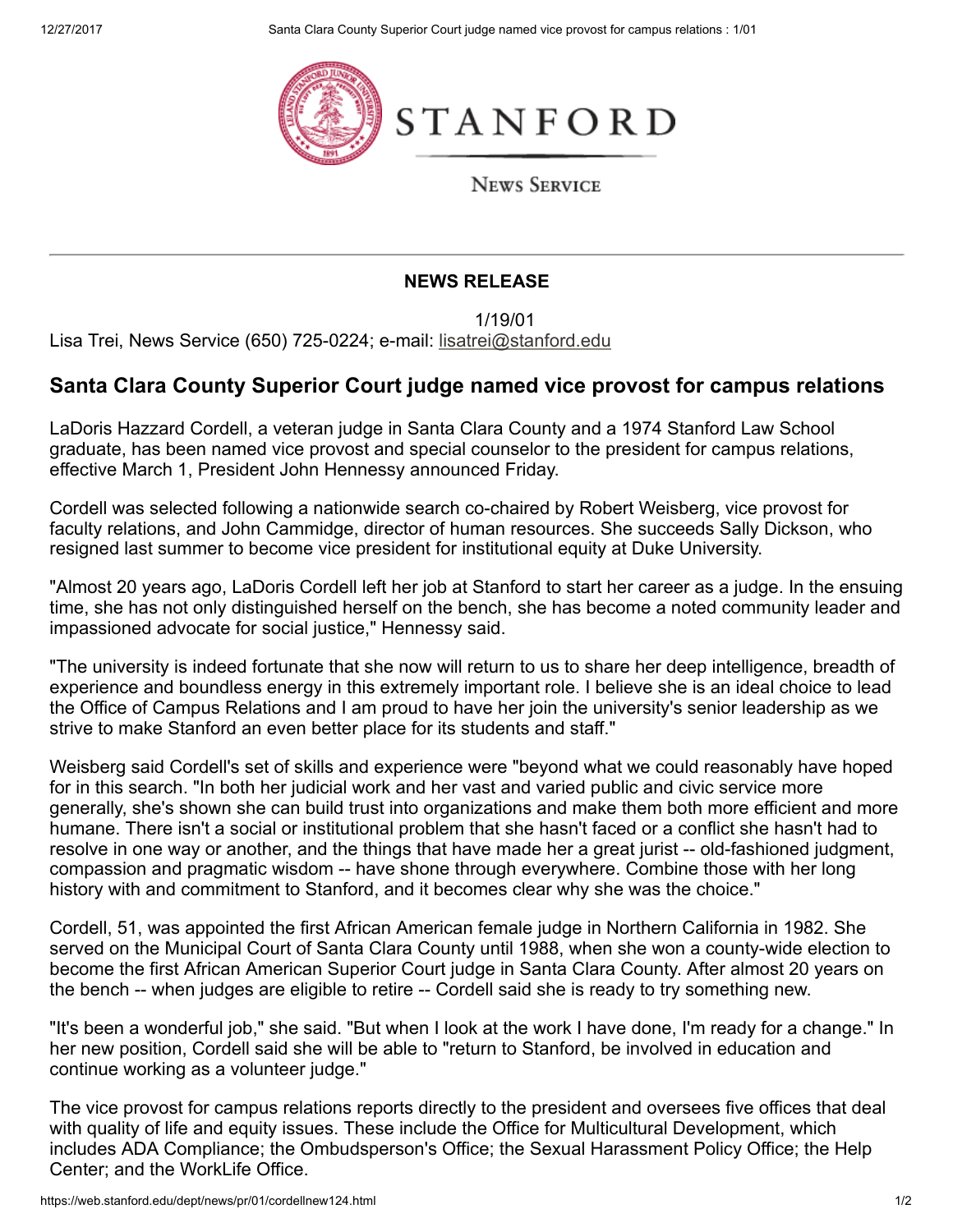STANFORD

News Service

**NEWS RELEASE**

1/19/01

Lisa Trei, News Service (650) 725-0224; e-mail: lisatrei@stanford.edu

## Santa Clara County Superior Court judge named vice provost for campus relations

LaDoris Hazzard Cordell, a veteran judge in Santa Clara County and a 1974 Stanford Law School graduate, has been named vice provost and special counselor to the president for campus relations, effective March 1, President John Hennessy announced Friday.

Cordell was selected following a nationwide search co-chaired by Robert Weisberg, vice provost for faculty relations, and John Cammidge, director of human resources. She succeeds Sally Dickson, who resigned last summer to become vice president for institutional equity at Duke University.

"Almost 20 years ago, LaDoris Cordell left her job at Stanford to start her career as a judge. In the ensuing time, she has not only distinguished herself on the bench, she has become a noted community leader and impassioned advocate for social justice," Hennessy said.

"The university is indeed fortunate that she now will return to us to share her deep intelligence, breadth of experience and boundless energy in this extremely important role. I believe she is an ideal choice to lead the Office of Campus Relations and I am proud to have her join the university's senior leadership as we strive to make Stanford an even better place for its students and staff."

Weisberg said Cordell's set of skills and experience were "beyond what we could reasonably have hoped for in this search. "In both her judicial work and her vast and varied public and civic service more generally, she's shown she can build trust into organizations and make them both more efficient and more humane. There isn't a social or institutional problem that she hasn't faced or a conflict she hasn't had to resolve in one way or another, and the things that have made her a great jurist -- old-fashioned judgment, compassion and pragmatic wisdom -- have shone through everywhere. Combine those with her long history with and commitment to Stanford, and it becomes clear why she was the choice."

Cordell, 51, was appointed the first African American female judge in Northern California in 1982. She served on the Municipal Court of Santa Clara County until 1988, when she won a county-wide election to become the first African American Superior Court judge in Santa Clara County. After almost 20 years on the bench -- when judges are eligible to retire -- Cordell said she is ready to try something new.

"It's been a wonderful job," she said. "But when I look at the work I have done, I'm ready for a change." In her new position, Cordell said she will be able to "return to Stanford, be involved in education and continue working as a volunteer judge."

The vice provost for campus relations reports directly to the president and oversees five offices that deal with quality of life and equity issues. These include the Office for Multicultural Development, which includes ADA Compliance; the Ombudsperson's Office; the Sexual Harassment Policy Office; the Help Center; and the WorkLife Office.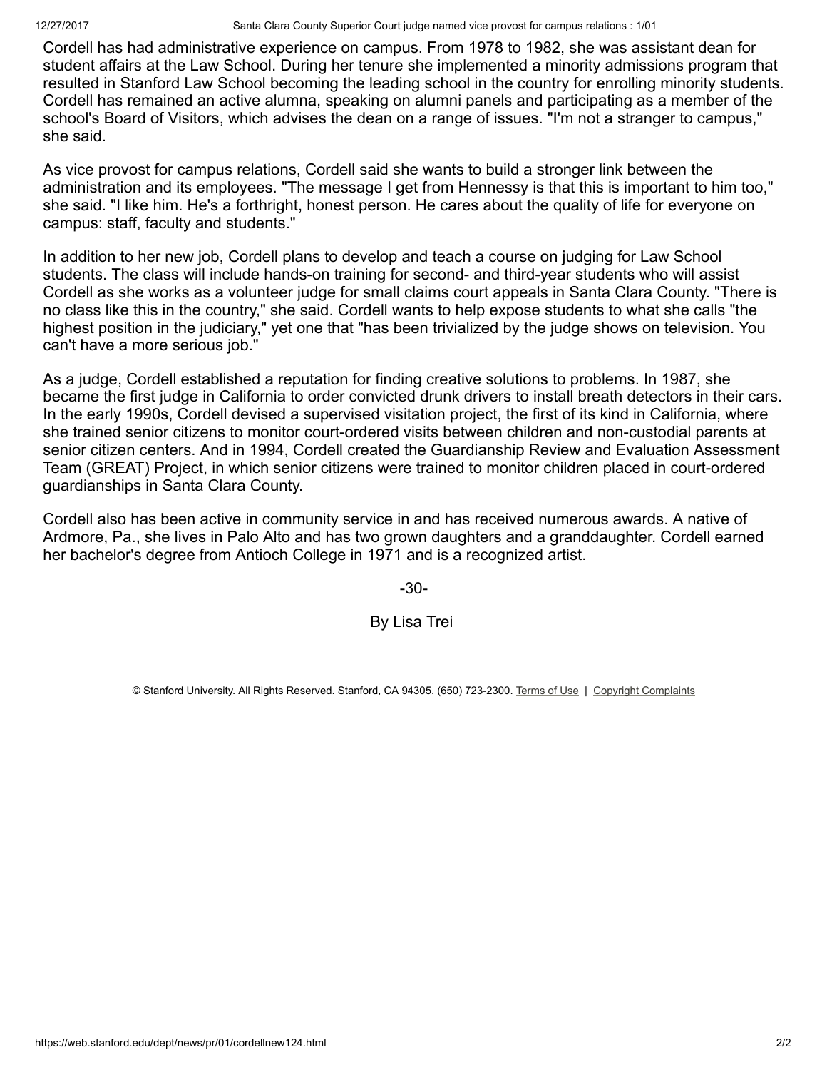Cordell has had administrative experience on campus. From 1978 to 1982, she was assistant dean for student affairs at the Law School. During her tenure she implemented a minority admissions program that resulted in Stanford Law School becoming the leading school in the country for enrolling minority students. Cordell has remained an active alumna, speaking on alumni panels and participating as a member of the school's Board of Visitors, which advises the dean on a range of issues. "I'm not a stranger to campus," she said.

As vice provost for campus relations, Cordell said she wants to build a stronger link between the administration and its employees. "The message I get from Hennessy is that this is important to him too," she said. "I like him. He's a forthright, honest person. He cares about the quality of life for everyone on campus: staff, faculty and students."

In addition to her new job, Cordell plans to develop and teach a course on judging for Law School students. The class will include hands-on training for second- and third-year students who will assist Cordell as she works as a volunteer judge for small claims court appeals in Santa Clara County. "There is no class like this in the country," she said. Cordell wants to help expose students to what she calls "the highest position in the judiciary," yet one that "has been trivialized by the judge shows on television. You can't have a more serious job."

As a judge, Cordell established a reputation for finding creative solutions to problems. In 1987, she became the first judge in California to order convicted drunk drivers to install breath detectors in their cars. In the early 1990s, Cordell devised a supervised visitation project, the first of its kind in California, where she trained senior citizens to monitor court-ordered visits between children and non-custodial parents at senior citizen centers. And in 1994, Cordell created the Guardianship Review and Evaluation Assessment Team (GREAT) Project, in which senior citizens were trained to monitor children placed in court-ordered guardianships in Santa Clara County.

Cordell also has been active in community service in and has received numerous awards. A native of Ardmore, Pa., she lives in Palo Alto and has two grown daughters and a granddaughter. Cordell earned her bachelor's degree from Antioch College in 1971 and is a recognized artist.

-30-

By Lisa Trei

© Stanford University. All Rights Reserved. Stanford, CA 94305. (650) 723-2300. Terms of Use | Copyright Complaints